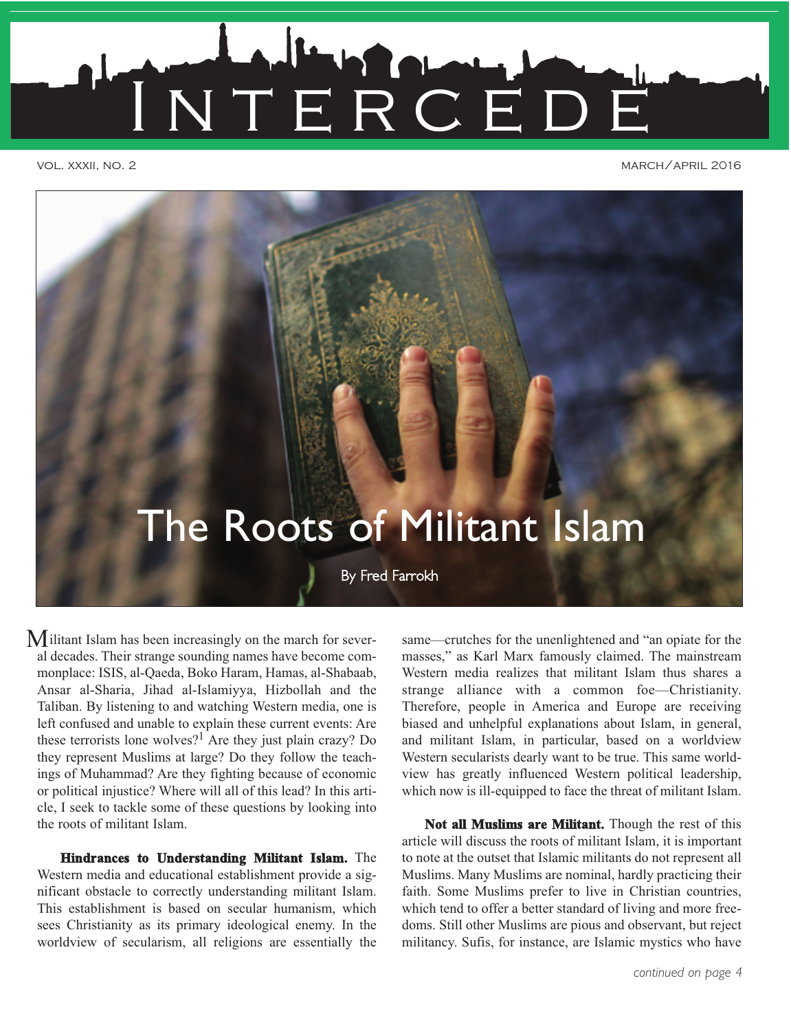# INTERCEDE

VOL. XXXII, NO. 2 MARCH/APRIL 2016

# The Roots of Militant Islam

By Fred Farrokh

Militant Islam has been increasingly on the march for several decades. Their strange sounding names have become commonplace: ISIS, al-Qaeda, Boko Haram, Hamas, al-Shabaab, Ansar al-Sharia, Jihad al-Islamiyya, Hizbollah and the Taliban. By listening to and watching Western media, one is left confused and unable to explain these current events: Are these terrorists lone wolves?[1] Are they just plain crazy? Do they represent Muslims at large? Do they follow the teachings of Muhammad? Are they fighting because of economic or political injustice? Where will all of this lead? In this article, I seek to tackle some of these questions by looking into the roots of militant Islam.

**Hindrances to Understanding Militant Islam.** The Western media and educational establishment provide a significant obstacle to correctly understanding militant Islam. This establishment is based on secular humanism, which sees Christianity as its primary ideological enemy. In the worldview of secularism, all religions are essentially the same—crutches for the unenlightened and "an opiate for the masses," as Karl Marx famously claimed. The mainstream Western media realizes that militant Islam thus shares a strange alliance with a common foe—Christianity. Therefore, people in America and Europe are receiving biased and unhelpful explanations about Islam, in general, and militant Islam, in particular, based on a worldview Western secularists dearly want to be true. This same worldview has greatly influenced Western political leadership, which now is ill-equipped to face the threat of militant Islam.

**Not all Muslims are Militant.** Though the rest of this article will discuss the roots of militant Islam, it is important to note at the outset that Islamic militants do not represent all Muslims. Many Muslims are nominal, hardly practicing their faith. Some Muslims prefer to live in Christian countries, which tend to offer a better standard of living and more freedoms. Still other Muslims are pious and observant, but reject militancy. Sufis, for instance, are Islamic mystics who have

*continued on page 4*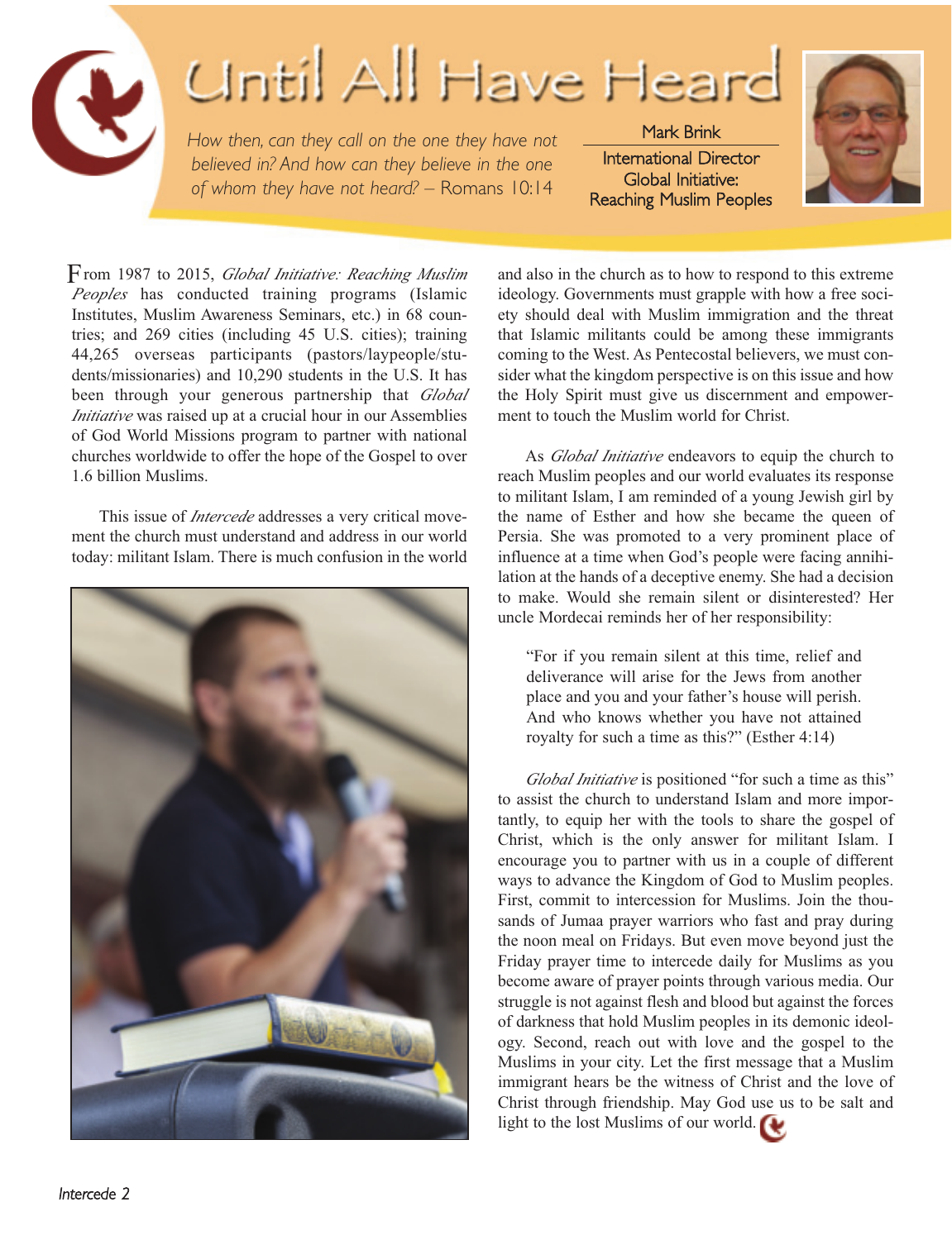# Until All Have Heard

*How then, can they call on the one they have not believed in? And how can they believe in the one of whom they have not heard?* – Romans 10:14

Mark Brink
International Director
Global Initiative:
Reaching Muslim Peoples

From 1987 to 2015, *Global Initiative: Reaching Muslim Peoples* has conducted training programs (Islamic Institutes, Muslim Awareness Seminars, etc.) in 68 countries; and 269 cities (including 45 U.S. cities); training 44,265 overseas participants (pastors/laypeople/students/missionaries) and 10,290 students in the U.S. It has been through your generous partnership that *Global Initiative* was raised up at a crucial hour in our Assemblies of God World Missions program to partner with national churches worldwide to offer the hope of the Gospel to over 1.6 billion Muslims.

This issue of *Intercede* addresses a very critical movement the church must understand and address in our world today: militant Islam. There is much confusion in the world and also in the church as to how to respond to this extreme ideology. Governments must grapple with how a free society should deal with Muslim immigration and the threat that Islamic militants could be among these immigrants coming to the West. As Pentecostal believers, we must consider what the kingdom perspective is on this issue and how the Holy Spirit must give us discernment and empowerment to touch the Muslim world for Christ.

As *Global Initiative* endeavors to equip the church to reach Muslim peoples and our world evaluates its response to militant Islam, I am reminded of a young Jewish girl by the name of Esther and how she became the queen of Persia. She was promoted to a very prominent place of influence at a time when God's people were facing annihilation at the hands of a deceptive enemy. She had a decision to make. Would she remain silent or disinterested? Her uncle Mordecai reminds her of her responsibility:

> "For if you remain silent at this time, relief and deliverance will arise for the Jews from another place and you and your father's house will perish. And who knows whether you have not attained royalty for such a time as this?" (Esther 4:14)

*Global Initiative* is positioned "for such a time as this" to assist the church to understand Islam and more importantly, to equip her with the tools to share the gospel of Christ, which is the only answer for militant Islam. I encourage you to partner with us in a couple of different ways to advance the Kingdom of God to Muslim peoples. First, commit to intercession for Muslims. Join the thousands of Jumaa prayer warriors who fast and pray during the noon meal on Fridays. But even move beyond just the Friday prayer time to intercede daily for Muslims as you become aware of prayer points through various media. Our struggle is not against flesh and blood but against the forces of darkness that hold Muslim peoples in its demonic ideology. Second, reach out with love and the gospel to the Muslims in your city. Let the first message that a Muslim immigrant hears be the witness of Christ and the love of Christ through friendship. May God use us to be salt and light to the lost Muslims of our world.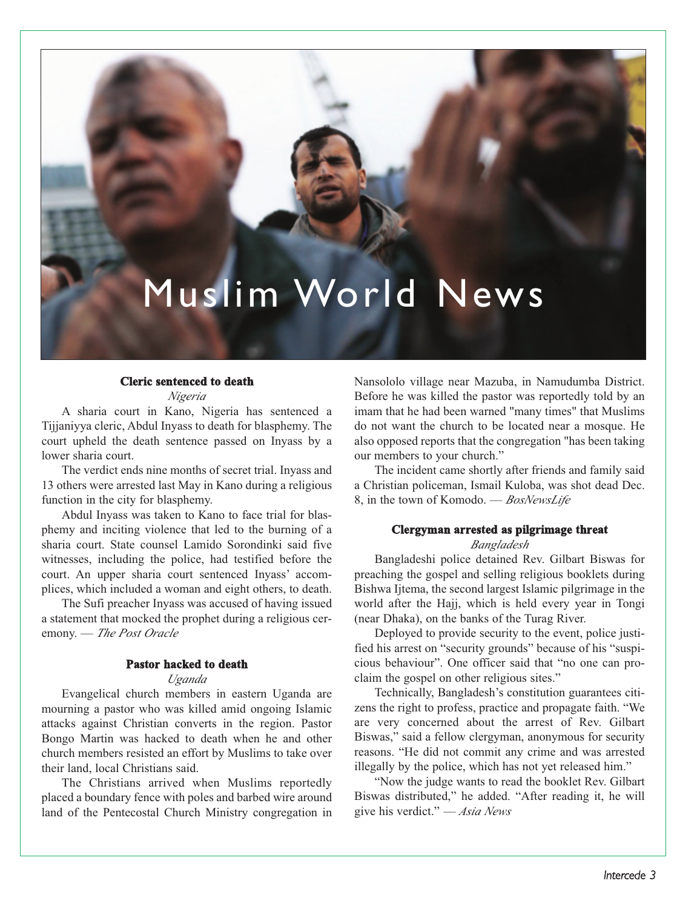# Muslim World News

### Cleric sentenced to death

*Nigeria*

A sharia court in Kano, Nigeria has sentenced a Tijjaniyya cleric, Abdul Inyass to death for blasphemy. The court upheld the death sentence passed on Inyass by a lower sharia court.

The verdict ends nine months of secret trial. Inyass and 13 others were arrested last May in Kano during a religious function in the city for blasphemy.

Abdul Inyass was taken to Kano to face trial for blasphemy and inciting violence that led to the burning of a sharia court. State counsel Lamido Sorondinki said five witnesses, including the police, had testified before the court. An upper sharia court sentenced Inyass' accomplices, which included a woman and eight others, to death.

The Sufi preacher Inyass was accused of having issued a statement that mocked the prophet during a religious ceremony. — *The Post Oracle*

### Pastor hacked to death

*Uganda*

Evangelical church members in eastern Uganda are mourning a pastor who was killed amid ongoing Islamic attacks against Christian converts in the region. Pastor Bongo Martin was hacked to death when he and other church members resisted an effort by Muslims to take over their land, local Christians said.

The Christians arrived when Muslims reportedly placed a boundary fence with poles and barbed wire around land of the Pentecostal Church Ministry congregation in Nansololo village near Mazuba, in Namudumba District. Before he was killed the pastor was reportedly told by an imam that he had been warned "many times" that Muslims do not want the church to be located near a mosque. He also opposed reports that the congregation "has been taking our members to your church."

The incident came shortly after friends and family said a Christian policeman, Ismail Kuloba, was shot dead Dec. 8, in the town of Komodo. — *BosNewsLife*

### Clergyman arrested as pilgrimage threat

*Bangladesh*

Bangladeshi police detained Rev. Gilbart Biswas for preaching the gospel and selling religious booklets during Bishwa Ijtema, the second largest Islamic pilgrimage in the world after the Hajj, which is held every year in Tongi (near Dhaka), on the banks of the Turag River.

Deployed to provide security to the event, police justified his arrest on "security grounds" because of his "suspicious behaviour". One officer said that "no one can proclaim the gospel on other religious sites."

Technically, Bangladesh's constitution guarantees citizens the right to profess, practice and propagate faith. "We are very concerned about the arrest of Rev. Gilbart Biswas," said a fellow clergyman, anonymous for security reasons. "He did not commit any crime and was arrested illegally by the police, which has not yet released him."

"Now the judge wants to read the booklet Rev. Gilbart Biswas distributed," he added. "After reading it, he will give his verdict." — *Asia News*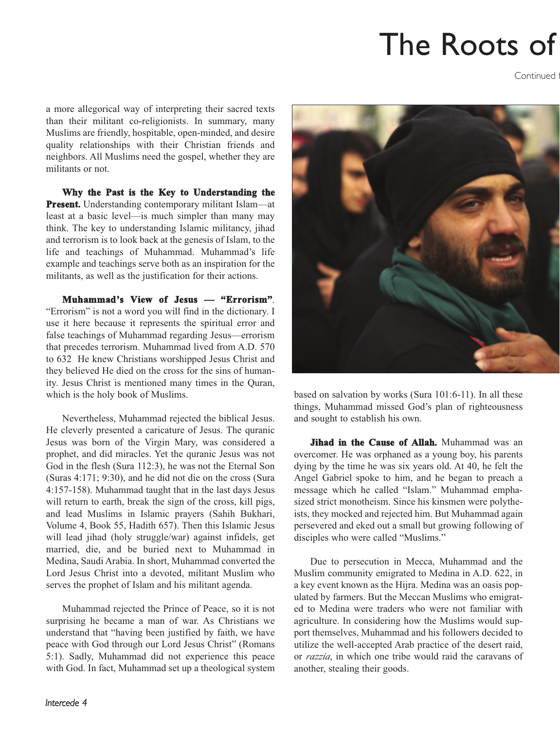# The Roots of

Continued f

a more allegorical way of interpreting their sacred texts than their militant co-religionists. In summary, many Muslims are friendly, hospitable, open-minded, and desire quality relationships with their Christian friends and neighbors. All Muslims need the gospel, whether they are militants or not.

**Why the Past is the Key to Understanding the Present.** Understanding contemporary militant Islam—at least at a basic level—is much simpler than many may think. The key to understanding Islamic militancy, jihad and terrorism is to look back at the genesis of Islam, to the life and teachings of Muhammad. Muhammad's life example and teachings serve both as an inspiration for the militants, as well as the justification for their actions.

**Muhammad's View of Jesus — "Errorism".** "Errorism" is not a word you will find in the dictionary. I use it here because it represents the spiritual error and false teachings of Muhammad regarding Jesus—errorism that precedes terrorism. Muhammad lived from A.D. 570 to 632 He knew Christians worshipped Jesus Christ and they believed He died on the cross for the sins of humanity. Jesus Christ is mentioned many times in the Quran, which is the holy book of Muslims.

Nevertheless, Muhammad rejected the biblical Jesus. He cleverly presented a caricature of Jesus. The quranic Jesus was born of the Virgin Mary, was considered a prophet, and did miracles. Yet the quranic Jesus was not God in the flesh (Sura 112:3), he was not the Eternal Son (Suras 4:171; 9:30), and he did not die on the cross (Sura 4:157-158). Muhammad taught that in the last days Jesus will return to earth, break the sign of the cross, kill pigs, and lead Muslims in Islamic prayers (Sahih Bukhari, Volume 4, Book 55, Hadith 657). Then this Islamic Jesus will lead jihad (holy struggle/war) against infidels, get married, die, and be buried next to Muhammad in Medina, Saudi Arabia. In short, Muhammad converted the Lord Jesus Christ into a devoted, militant Muslim who serves the prophet of Islam and his militant agenda.

Muhammad rejected the Prince of Peace, so it is not surprising he became a man of war. As Christians we understand that "having been justified by faith, we have peace with God through our Lord Jesus Christ" (Romans 5:1). Sadly, Muhammad did not experience this peace with God. In fact, Muhammad set up a theological system based on salvation by works (Sura 101:6-11). In all these things, Muhammad missed God's plan of righteousness and sought to establish his own.

**Jihad in the Cause of Allah.** Muhammad was an overcomer. He was orphaned as a young boy, his parents dying by the time he was six years old. At 40, he felt the Angel Gabriel spoke to him, and he began to preach a message which he called "Islam." Muhammad emphasized strict monotheism. Since his kinsmen were polytheists, they mocked and rejected him. But Muhammad again persevered and eked out a small but growing following of disciples who were called "Muslims."

Due to persecution in Mecca, Muhammad and the Muslim community emigrated to Medina in A.D. 622, in a key event known as the Hijra. Medina was an oasis populated by farmers. But the Meccan Muslims who emigrated to Medina were traders who were not familiar with agriculture. In considering how the Muslims would support themselves, Muhammad and his followers decided to utilize the well-accepted Arab practice of the desert raid, or *razzia*, in which one tribe would raid the caravans of another, stealing their goods.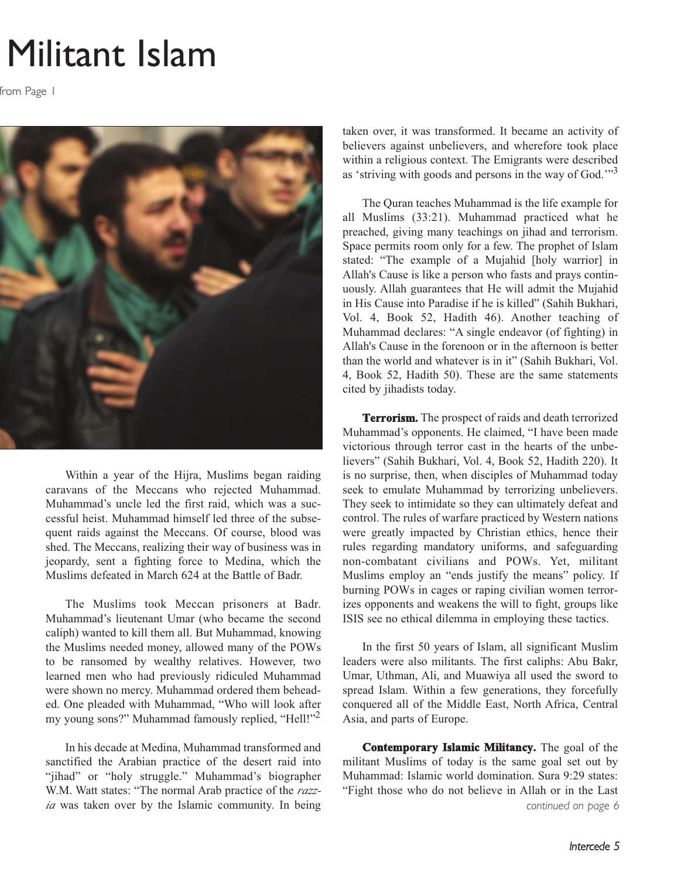# Militant Islam

from Page 1

Within a year of the Hijra, Muslims began raiding caravans of the Meccans who rejected Muhammad. Muhammad's uncle led the first raid, which was a successful heist. Muhammad himself led three of the subsequent raids against the Meccans. Of course, blood was shed. The Meccans, realizing their way of business was in jeopardy, sent a fighting force to Medina, which the Muslims defeated in March 624 at the Battle of Badr.

The Muslims took Meccan prisoners at Badr. Muhammad's lieutenant Umar (who became the second caliph) wanted to kill them all. But Muhammad, knowing the Muslims needed money, allowed many of the POWs to be ransomed by wealthy relatives. However, two learned men who had previously ridiculed Muhammad were shown no mercy. Muhammad ordered them beheaded. One pleaded with Muhammad, "Who will look after my young sons?" Muhammad famously replied, "Hell!"[2]

In his decade at Medina, Muhammad transformed and sanctified the Arabian practice of the desert raid into "jihad" or "holy struggle." Muhammad's biographer W.M. Watt states: "The normal Arab practice of the *razzia* was taken over by the Islamic community. In being taken over, it was transformed. It became an activity of believers against unbelievers, and wherefore took place within a religious context. The Emigrants were described as 'striving with goods and persons in the way of God.'"[3]

The Quran teaches Muhammad is the life example for all Muslims (33:21). Muhammad practiced what he preached, giving many teachings on jihad and terrorism. Space permits room only for a few. The prophet of Islam stated: "The example of a Mujahid [holy warrior] in Allah's Cause is like a person who fasts and prays continuously. Allah guarantees that He will admit the Mujahid in His Cause into Paradise if he is killed" (Sahih Bukhari, Vol. 4, Book 52, Hadith 46). Another teaching of Muhammad declares: "A single endeavor (of fighting) in Allah's Cause in the forenoon or in the afternoon is better than the world and whatever is in it" (Sahih Bukhari, Vol. 4, Book 52, Hadith 50). These are the same statements cited by jihadists today.

**Terrorism.** The prospect of raids and death terrorized Muhammad's opponents. He claimed, "I have been made victorious through terror cast in the hearts of the unbelievers" (Sahih Bukhari, Vol. 4, Book 52, Hadith 220). It is no surprise, then, when disciples of Muhammad today seek to emulate Muhammad by terrorizing unbelievers. They seek to intimidate so they can ultimately defeat and control. The rules of warfare practiced by Western nations were greatly impacted by Christian ethics, hence their rules regarding mandatory uniforms, and safeguarding non-combatant civilians and POWs. Yet, militant Muslims employ an "ends justify the means" policy. If burning POWs in cages or raping civilian women terrorizes opponents and weakens the will to fight, groups like ISIS see no ethical dilemma in employing these tactics.

In the first 50 years of Islam, all significant Muslim leaders were also militants. The first caliphs: Abu Bakr, Umar, Uthman, Ali, and Muawiya all used the sword to spread Islam. Within a few generations, they forcefully conquered all of the Middle East, North Africa, Central Asia, and parts of Europe.

**Contemporary Islamic Militancy.** The goal of the militant Muslims of today is the same goal set out by Muhammad: Islamic world domination. Sura 9:29 states: "Fight those who do not believe in Allah or in the Last

*continued on page 6*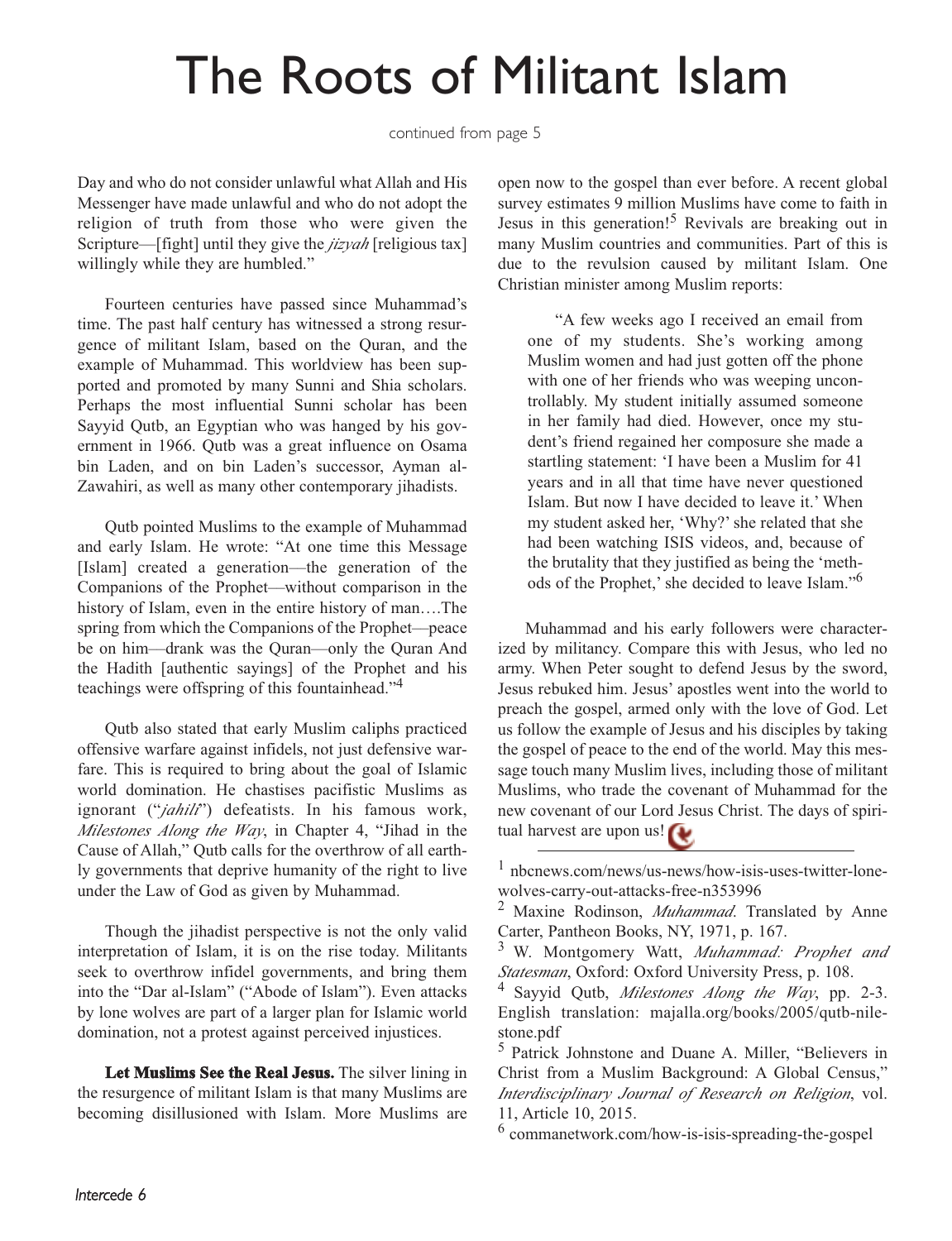# The Roots of Militant Islam

continued from page 5

Day and who do not consider unlawful what Allah and His Messenger have made unlawful and who do not adopt the religion of truth from those who were given the Scripture—[fight] until they give the *jizyah* [religious tax] willingly while they are humbled."

Fourteen centuries have passed since Muhammad's time. The past half century has witnessed a strong resurgence of militant Islam, based on the Quran, and the example of Muhammad. This worldview has been supported and promoted by many Sunni and Shia scholars. Perhaps the most influential Sunni scholar has been Sayyid Qutb, an Egyptian who was hanged by his government in 1966. Qutb was a great influence on Osama bin Laden, and on bin Laden's successor, Ayman al-Zawahiri, as well as many other contemporary jihadists.

Qutb pointed Muslims to the example of Muhammad and early Islam. He wrote: "At one time this Message [Islam] created a generation—the generation of the Companions of the Prophet—without comparison in the history of Islam, even in the entire history of man….The spring from which the Companions of the Prophet—peace be on him—drank was the Quran—only the Quran And the Hadith [authentic sayings] of the Prophet and his teachings were offspring of this fountainhead."[4]

Qutb also stated that early Muslim caliphs practiced offensive warfare against infidels, not just defensive warfare. This is required to bring about the goal of Islamic world domination. He chastises pacifistic Muslims as ignorant ("*jahili*") defeatists. In his famous work, *Milestones Along the Way*, in Chapter 4, "Jihad in the Cause of Allah," Qutb calls for the overthrow of all earthly governments that deprive humanity of the right to live under the Law of God as given by Muhammad.

Though the jihadist perspective is not the only valid interpretation of Islam, it is on the rise today. Militants seek to overthrow infidel governments, and bring them into the "Dar al-Islam" ("Abode of Islam"). Even attacks by lone wolves are part of a larger plan for Islamic world domination, not a protest against perceived injustices.

**Let Muslims See the Real Jesus.** The silver lining in the resurgence of militant Islam is that many Muslims are becoming disillusioned with Islam. More Muslims are open now to the gospel than ever before. A recent global survey estimates 9 million Muslims have come to faith in Jesus in this generation![5] Revivals are breaking out in many Muslim countries and communities. Part of this is due to the revulsion caused by militant Islam. One Christian minister among Muslim reports:

> "A few weeks ago I received an email from one of my students. She's working among Muslim women and had just gotten off the phone with one of her friends who was weeping uncontrollably. My student initially assumed someone in her family had died. However, once my student's friend regained her composure she made a startling statement: 'I have been a Muslim for 41 years and in all that time have never questioned Islam. But now I have decided to leave it.' When my student asked her, 'Why?' she related that she had been watching ISIS videos, and, because of the brutality that they justified as being the 'methods of the Prophet,' she decided to leave Islam."[6]

Muhammad and his early followers were characterized by militancy. Compare this with Jesus, who led no army. When Peter sought to defend Jesus by the sword, Jesus rebuked him. Jesus' apostles went into the world to preach the gospel, armed only with the love of God. Let us follow the example of Jesus and his disciples by taking the gospel of peace to the end of the world. May this message touch many Muslim lives, including those of militant Muslims, who trade the covenant of Muhammad for the new covenant of our Lord Jesus Christ. The days of spiritual harvest are upon us!

---

[1] nbcnews.com/news/us-news/how-isis-uses-twitter-lone-wolves-carry-out-attacks-free-n353996

[2] Maxine Rodinson, *Muhammad*. Translated by Anne Carter, Pantheon Books, NY, 1971, p. 167.

[3] W. Montgomery Watt, *Muhammad: Prophet and Statesman*, Oxford: Oxford University Press, p. 108.

[4] Sayyid Qutb, *Milestones Along the Way*, pp. 2-3. English translation: majalla.org/books/2005/qutb-nilestone.pdf

[5] Patrick Johnstone and Duane A. Miller, "Believers in Christ from a Muslim Background: A Global Census," *Interdisciplinary Journal of Research on Religion*, vol. 11, Article 10, 2015.

[6] commanetwork.com/how-is-isis-spreading-the-gospel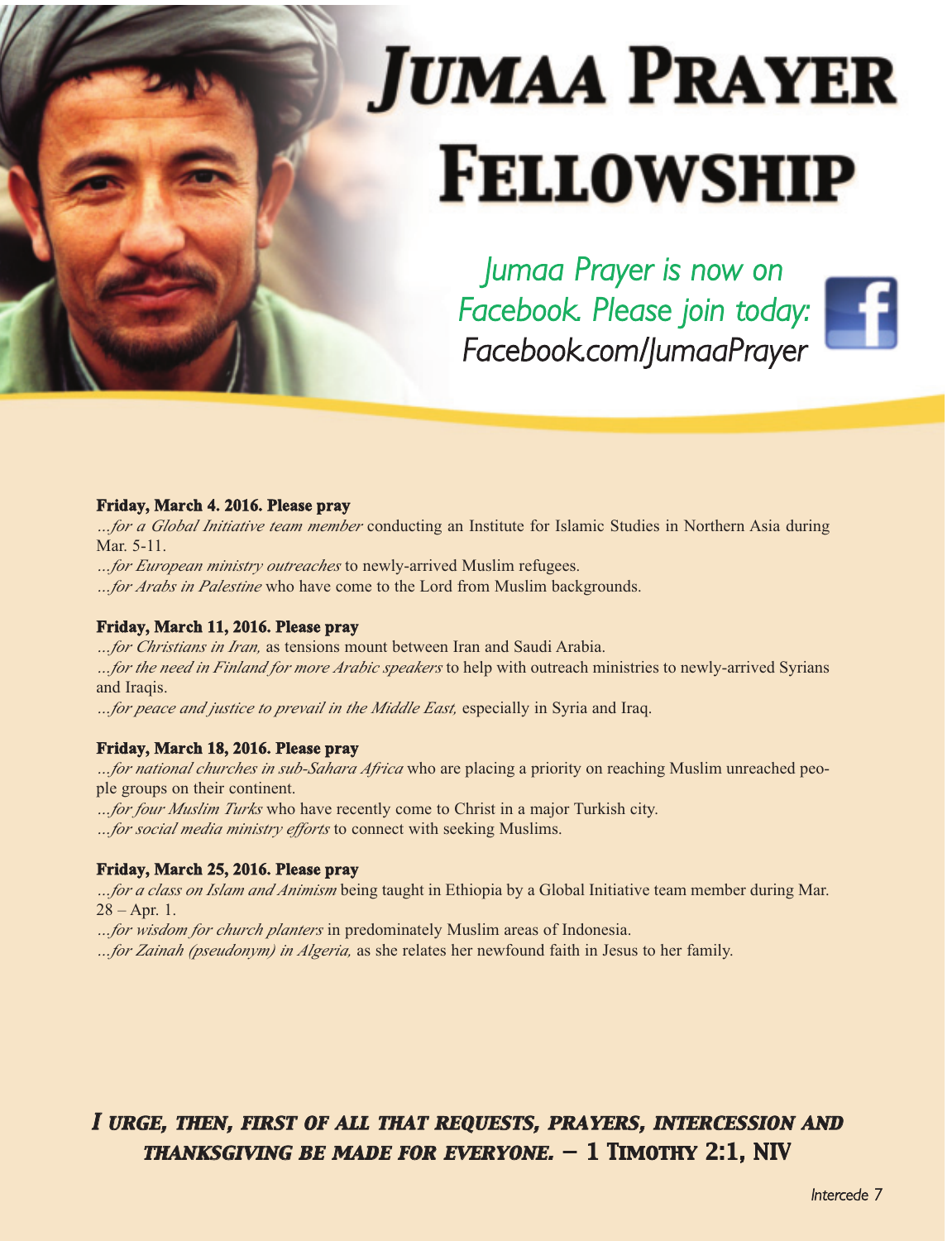# Jumaa Prayer Fellowship

*Jumaa Prayer is now on Facebook. Please join today: Facebook.com/JumaaPrayer*

**Friday, March 4. 2016. Please pray**

*...for a Global Initiative team member* conducting an Institute for Islamic Studies in Northern Asia during Mar. 5-11.

*...for European ministry outreaches* to newly-arrived Muslim refugees.

*...for Arabs in Palestine* who have come to the Lord from Muslim backgrounds.

**Friday, March 11, 2016. Please pray**

*...for Christians in Iran,* as tensions mount between Iran and Saudi Arabia.

*...for the need in Finland for more Arabic speakers* to help with outreach ministries to newly-arrived Syrians and Iraqis.

*...for peace and justice to prevail in the Middle East,* especially in Syria and Iraq.

**Friday, March 18, 2016. Please pray**

*...for national churches in sub-Sahara Africa* who are placing a priority on reaching Muslim unreached people groups on their continent.

*...for four Muslim Turks* who have recently come to Christ in a major Turkish city.

*...for social media ministry efforts* to connect with seeking Muslims.

**Friday, March 25, 2016. Please pray**

*...for a class on Islam and Animism* being taught in Ethiopia by a Global Initiative team member during Mar. 28 – Apr. 1.

*...for wisdom for church planters* in predominately Muslim areas of Indonesia.

*...for Zainah (pseudonym) in Algeria,* as she relates her newfound faith in Jesus to her family.

***I urge, then, first of all that requests, prayers, intercession and thanksgiving be made for everyone.* – 1 Timothy 2:1, NIV**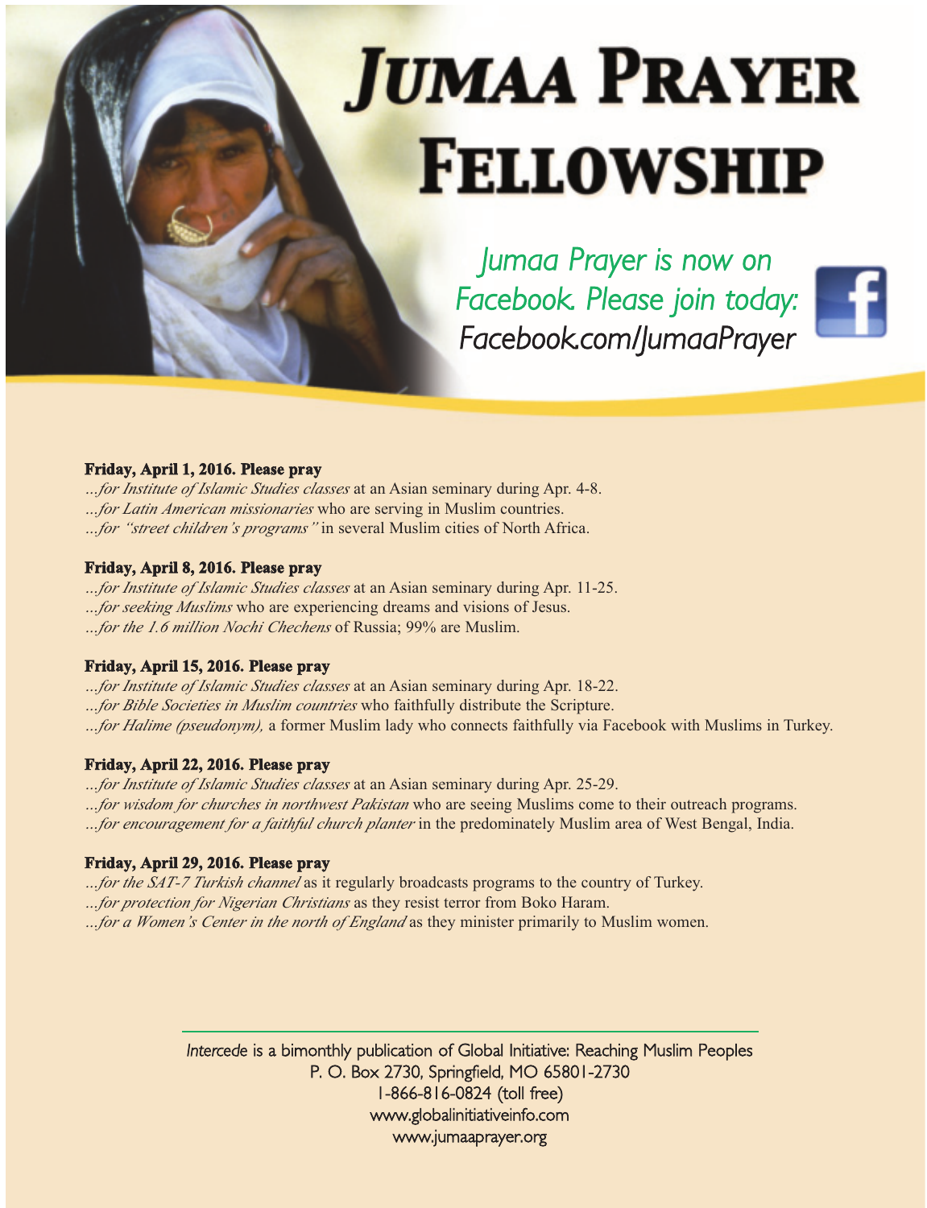# Jumaa Prayer Fellowship

*Jumaa Prayer is now on Facebook. Please join today: Facebook.com/JumaaPrayer*

**Friday, April 1, 2016. Please pray**

*...for Institute of Islamic Studies classes* at an Asian seminary during Apr. 4-8.
*...for Latin American missionaries* who are serving in Muslim countries.
*...for "street children's programs"* in several Muslim cities of North Africa.

**Friday, April 8, 2016. Please pray**

*...for Institute of Islamic Studies classes* at an Asian seminary during Apr. 11-25.
*...for seeking Muslims* who are experiencing dreams and visions of Jesus.
*...for the 1.6 million Nochi Chechens* of Russia; 99% are Muslim.

**Friday, April 15, 2016. Please pray**

*...for Institute of Islamic Studies classes* at an Asian seminary during Apr. 18-22.
*...for Bible Societies in Muslim countries* who faithfully distribute the Scripture.
*...for Halime (pseudonym),* a former Muslim lady who connects faithfully via Facebook with Muslims in Turkey.

**Friday, April 22, 2016. Please pray**

*...for Institute of Islamic Studies classes* at an Asian seminary during Apr. 25-29.
*...for wisdom for churches in northwest Pakistan* who are seeing Muslims come to their outreach programs.
*...for encouragement for a faithful church planter* in the predominately Muslim area of West Bengal, India.

**Friday, April 29, 2016. Please pray**

*...for the SAT-7 Turkish channel* as it regularly broadcasts programs to the country of Turkey.
*...for protection for Nigerian Christians* as they resist terror from Boko Haram.
*...for a Women's Center in the north of England* as they minister primarily to Muslim women.

---

*Intercede* is a bimonthly publication of Global Initiative: Reaching Muslim Peoples
P. O. Box 2730, Springfield, MO 65801-2730
1-866-816-0824 (toll free)
www.globalinitiativeinfo.com
www.jumaaprayer.org